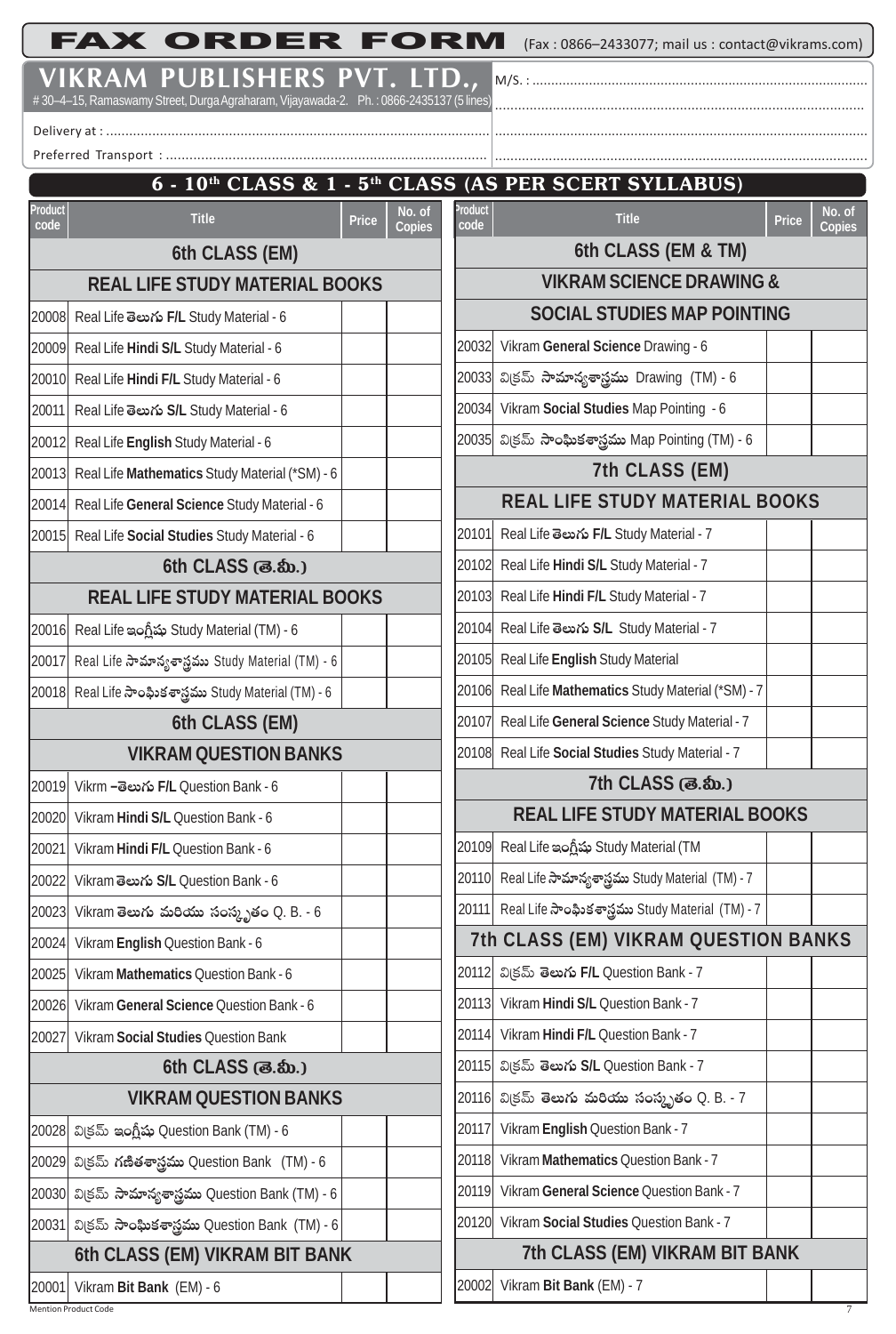# FAX ORDER FORM

(Fax : 0866–2433077; mail us : contact@vikrams.com)

## VIKRAM PUBLISHERS PVT. LTD.,

# 30–4–15, Ramaswamy Street, Durga Agraharam, Vijayawada-2. Ph. : 0866-2435137 (5 lines)

M/S. : ................................................................................

Delivery at : ................................................................................

Preferred Transport : ................................................................................

## 6 - 10th CLASS & 1 - 5th CLASS (AS PER SCERT SYLLABUS)

| Product code | Title | Price | No. of Copies |
|---|---|---|---|
| | **6th CLASS (EM)** | | |
| | **REAL LIFE STUDY MATERIAL BOOKS** | | |
| 20008 | Real Life **తెలుగు F/L** Study Material - 6 | | |
| 20009 | Real Life **Hindi S/L** Study Material - 6 | | |
| 20010 | Real Life **Hindi F/L** Study Material - 6 | | |
| 20011 | Real Life **తెలుగు S/L** Study Material - 6 | | |
| 20012 | Real Life **English** Study Material - 6 | | |
| 20013 | Real Life **Mathematics** Study Material (*SM) - 6 | | |
| 20014 | Real Life **General Science** Study Material - 6 | | |
| 20015 | Real Life **Social Studies** Study Material - 6 | | |
| | **6th CLASS (తె.మీ.)** | | |
| | **REAL LIFE STUDY MATERIAL BOOKS** | | |
| 20016 | Real Life **ఇంగ్లీషు** Study Material (TM) - 6 | | |
| 20017 | Real Life **సామాన్యశాస్త్రము** Study Material (TM) - 6 | | |
| 20018 | Real Life **సాంఘికశాస్త్రము** Study Material (TM) - 6 | | |
| | **6th CLASS (EM)** | | |
| | **VIKRAM QUESTION BANKS** | | |
| 20019 | Vikrm –**తెలుగు F/L** Question Bank - 6 | | |
| 20020 | Vikram **Hindi S/L** Question Bank - 6 | | |
| 20021 | Vikram **Hindi F/L** Question Bank - 6 | | |
| 20022 | Vikram **తెలుగు S/L** Question Bank - 6 | | |
| 20023 | Vikram **తెలుగు మరియు సంస్కృతం** Q. B. - 6 | | |
| 20024 | Vikram **English** Question Bank - 6 | | |
| 20025 | Vikram **Mathematics** Question Bank - 6 | | |
| 20026 | Vikram **General Science** Question Bank - 6 | | |
| 20027 | Vikram **Social Studies** Question Bank | | |
| | **6th CLASS (తె.మీ.)** | | |
| | **VIKRAM QUESTION BANKS** | | |
| 20028 | విక్రమ్ **ఇంగ్లీషు** Question Bank (TM) - 6 | | |
| 20029 | విక్రమ్ **గణితశాస్త్రము** Question Bank (TM) - 6 | | |
| 20030 | విక్రమ్ **సామాన్యశాస్త్రము** Question Bank (TM) - 6 | | |
| 20031 | విక్రమ్ **సాంఘికశాస్త్రము** Question Bank (TM) - 6 | | |
| | **6th CLASS (EM) VIKRAM BIT BANK** | | |
| 20001 | Vikram **Bit Bank** (EM) - 6 | | |
| | **6th CLASS (EM & TM)** | | |
| | **VIKRAM SCIENCE DRAWING & SOCIAL STUDIES MAP POINTING** | | |
| 20032 | Vikram **General Science** Drawing - 6 | | |
| 20033 | విక్రమ్ **సామాన్యశాస్త్రము** Drawing (TM) - 6 | | |
| 20034 | Vikram **Social Studies** Map Pointing - 6 | | |
| 20035 | విక్రమ్ **సాంఘికశాస్త్రము** Map Pointing (TM) - 6 | | |
| | **7th CLASS (EM)** | | |
| | **REAL LIFE STUDY MATERIAL BOOKS** | | |
| 20101 | Real Life **తెలుగు F/L** Study Material - 7 | | |
| 20102 | Real Life **Hindi S/L** Study Material - 7 | | |
| 20103 | Real Life **Hindi F/L** Study Material - 7 | | |
| 20104 | Real Life **తెలుగు S/L** Study Material - 7 | | |
| 20105 | Real Life **English** Study Material | | |
| 20106 | Real Life **Mathematics** Study Material (*SM) - 7 | | |
| 20107 | Real Life **General Science** Study Material - 7 | | |
| 20108 | Real Life **Social Studies** Study Material - 7 | | |
| | **7th CLASS (తె.మీ.)** | | |
| | **REAL LIFE STUDY MATERIAL BOOKS** | | |
| 20109 | Real Life **ఇంగ్లీషు** Study Material (TM | | |
| 20110 | Real Life **సామాన్యశాస్త్రము** Study Material (TM) - 7 | | |
| 20111 | Real Life **సాంఘికశాస్త్రము** Study Material (TM) - 7 | | |
| | **7th CLASS (EM) VIKRAM QUESTION BANKS** | | |
| 20112 | విక్రమ్ **తెలుగు F/L** Question Bank - 7 | | |
| 20113 | Vikram **Hindi S/L** Question Bank - 7 | | |
| 20114 | Vikram **Hindi F/L** Question Bank - 7 | | |
| 20115 | విక్రమ్ **తెలుగు S/L** Question Bank - 7 | | |
| 20116 | విక్రమ్ **తెలుగు మరియు సంస్కృతం** Q. B. - 7 | | |
| 20117 | Vikram **English** Question Bank - 7 | | |
| 20118 | Vikram **Mathematics** Question Bank - 7 | | |
| 20119 | Vikram **General Science** Question Bank - 7 | | |
| 20120 | Vikram **Social Studies** Question Bank - 7 | | |
| | **7th CLASS (EM) VIKRAM BIT BANK** | | |
| 20002 | Vikram **Bit Bank** (EM) - 7 | | |

Mention Product Code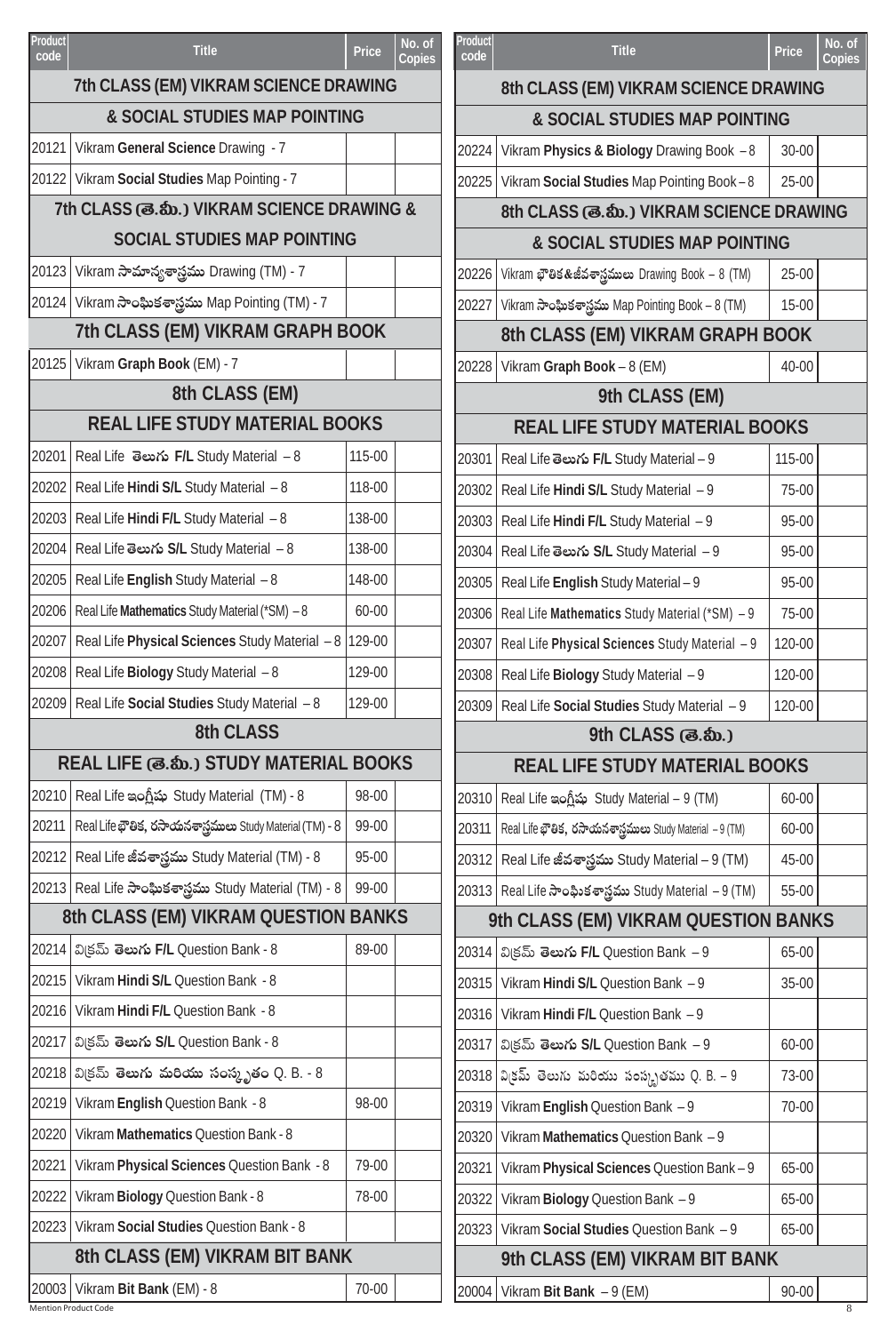| Product code | Title | Price | No. of Copies |
|---|---|---|---|
| **7th CLASS (EM) VIKRAM SCIENCE DRAWING & SOCIAL STUDIES MAP POINTING** | | | |
| 20121 | Vikram **General Science** Drawing - 7 | | |
| 20122 | Vikram **Social Studies** Map Pointing - 7 | | |
| **7th CLASS (తె.మీ.) VIKRAM SCIENCE DRAWING & SOCIAL STUDIES MAP POINTING** | | | |
| 20123 | Vikram **సామాన్యశాస్త్రము** Drawing (TM) - 7 | | |
| 20124 | Vikram **సాంఘికశాస్త్రము** Map Pointing (TM) - 7 | | |
| **7th CLASS (EM) VIKRAM GRAPH BOOK** | | | |
| 20125 | Vikram **Graph Book** (EM) - 7 | | |
| **8th CLASS (EM) REAL LIFE STUDY MATERIAL BOOKS** | | | |
| 20201 | Real Life **తెలుగు F/L** Study Material – 8 | 115-00 | |
| 20202 | Real Life **Hindi S/L** Study Material – 8 | 118-00 | |
| 20203 | Real Life **Hindi F/L** Study Material – 8 | 138-00 | |
| 20204 | Real Life **తెలుగు S/L** Study Material – 8 | 138-00 | |
| 20205 | Real Life **English** Study Material – 8 | 148-00 | |
| 20206 | Real Life **Mathematics** Study Material (*SM) – 8 | 60-00 | |
| 20207 | Real Life **Physical Sciences** Study Material – 8 | 129-00 | |
| 20208 | Real Life **Biology** Study Material – 8 | 129-00 | |
| 20209 | Real Life **Social Studies** Study Material – 8 | 129-00 | |
| **8th CLASS REAL LIFE (తె.మీ.) STUDY MATERIAL BOOKS** | | | |
| 20210 | Real Life **ఇంగ్లీషు** Study Material (TM) - 8 | 98-00 | |
| 20211 | Real Life **భౌతిక, రసాయనశాస్త్రములు** Study Material (TM) - 8 | 99-00 | |
| 20212 | Real Life **జీవశాస్త్రము** Study Material (TM) - 8 | 95-00 | |
| 20213 | Real Life **సాంఘికశాస్త్రము** Study Material (TM) - 8 | 99-00 | |
| **8th CLASS (EM) VIKRAM QUESTION BANKS** | | | |
| 20214 | విక్రమ్ **తెలుగు F/L** Question Bank - 8 | 89-00 | |
| 20215 | Vikram **Hindi S/L** Question Bank - 8 | | |
| 20216 | Vikram **Hindi F/L** Question Bank - 8 | | |
| 20217 | విక్రమ్ **తెలుగు S/L** Question Bank - 8 | | |
| 20218 | విక్రమ్ **తెలుగు మరియు సంస్కృతం** Q. B. - 8 | | |
| 20219 | Vikram **English** Question Bank - 8 | 98-00 | |
| 20220 | Vikram **Mathematics** Question Bank - 8 | | |
| 20221 | Vikram **Physical Sciences** Question Bank - 8 | 79-00 | |
| 20222 | Vikram **Biology** Question Bank - 8 | 78-00 | |
| 20223 | Vikram **Social Studies** Question Bank - 8 | | |
| **8th CLASS (EM) VIKRAM BIT BANK** | | | |
| 20003 | Vikram **Bit Bank** (EM) - 8 | 70-00 | |

| Product code | Title | Price | No. of Copies |
|---|---|---|---|
| **8th CLASS (EM) VIKRAM SCIENCE DRAWING & SOCIAL STUDIES MAP POINTING** | | | |
| 20224 | Vikram **Physics & Biology** Drawing Book – 8 | 30-00 | |
| 20225 | Vikram **Social Studies** Map Pointing Book – 8 | 25-00 | |
| **8th CLASS (తె.మీ.) VIKRAM SCIENCE DRAWING & SOCIAL STUDIES MAP POINTING** | | | |
| 20226 | Vikram **భౌతిక&జీవశాస్త్రములు** Drawing Book – 8 (TM) | 25-00 | |
| 20227 | Vikram **సాంఘికశాస్త్రము** Map Pointing Book – 8 (TM) | 15-00 | |
| **8th CLASS (EM) VIKRAM GRAPH BOOK** | | | |
| 20228 | Vikram **Graph Book** – 8 (EM) | 40-00 | |
| **9th CLASS (EM) REAL LIFE STUDY MATERIAL BOOKS** | | | |
| 20301 | Real Life **తెలుగు F/L** Study Material – 9 | 115-00 | |
| 20302 | Real Life **Hindi S/L** Study Material – 9 | 75-00 | |
| 20303 | Real Life **Hindi F/L** Study Material – 9 | 95-00 | |
| 20304 | Real Life **తెలుగు S/L** Study Material – 9 | 95-00 | |
| 20305 | Real Life **English** Study Material – 9 | 95-00 | |
| 20306 | Real Life **Mathematics** Study Material (*SM) – 9 | 75-00 | |
| 20307 | Real Life **Physical Sciences** Study Material – 9 | 120-00 | |
| 20308 | Real Life **Biology** Study Material – 9 | 120-00 | |
| 20309 | Real Life **Social Studies** Study Material – 9 | 120-00 | |
| **9th CLASS (తె.మీ.) REAL LIFE STUDY MATERIAL BOOKS** | | | |
| 20310 | Real Life **ఇంగ్లీషు** Study Material – 9 (TM) | 60-00 | |
| 20311 | Real Life **భౌతిక, రసాయనశాస్త్రములు** Study Material – 9 (TM) | 60-00 | |
| 20312 | Real Life **జీవశాస్త్రము** Study Material – 9 (TM) | 45-00 | |
| 20313 | Real Life **సాంఘికశాస్త్రము** Study Material – 9 (TM) | 55-00 | |
| **9th CLASS (EM) VIKRAM QUESTION BANKS** | | | |
| 20314 | విక్రమ్ **తెలుగు F/L** Question Bank – 9 | 65-00 | |
| 20315 | Vikram **Hindi S/L** Question Bank – 9 | 35-00 | |
| 20316 | Vikram **Hindi F/L** Question Bank – 9 | | |
| 20317 | విక్రమ్ **తెలుగు S/L** Question Bank – 9 | 60-00 | |
| 20318 | విక్రమ్ తెలుగు మరియు సంస్కృతము Q. B. – 9 | 73-00 | |
| 20319 | Vikram **English** Question Bank – 9 | 70-00 | |
| 20320 | Vikram **Mathematics** Question Bank – 9 | | |
| 20321 | Vikram **Physical Sciences** Question Bank – 9 | 65-00 | |
| 20322 | Vikram **Biology** Question Bank – 9 | 65-00 | |
| 20323 | Vikram **Social Studies** Question Bank – 9 | 65-00 | |
| **9th CLASS (EM) VIKRAM BIT BANK** | | | |
| 20004 | Vikram **Bit Bank** – 9 (EM) | 90-00 | |

Mention Product Code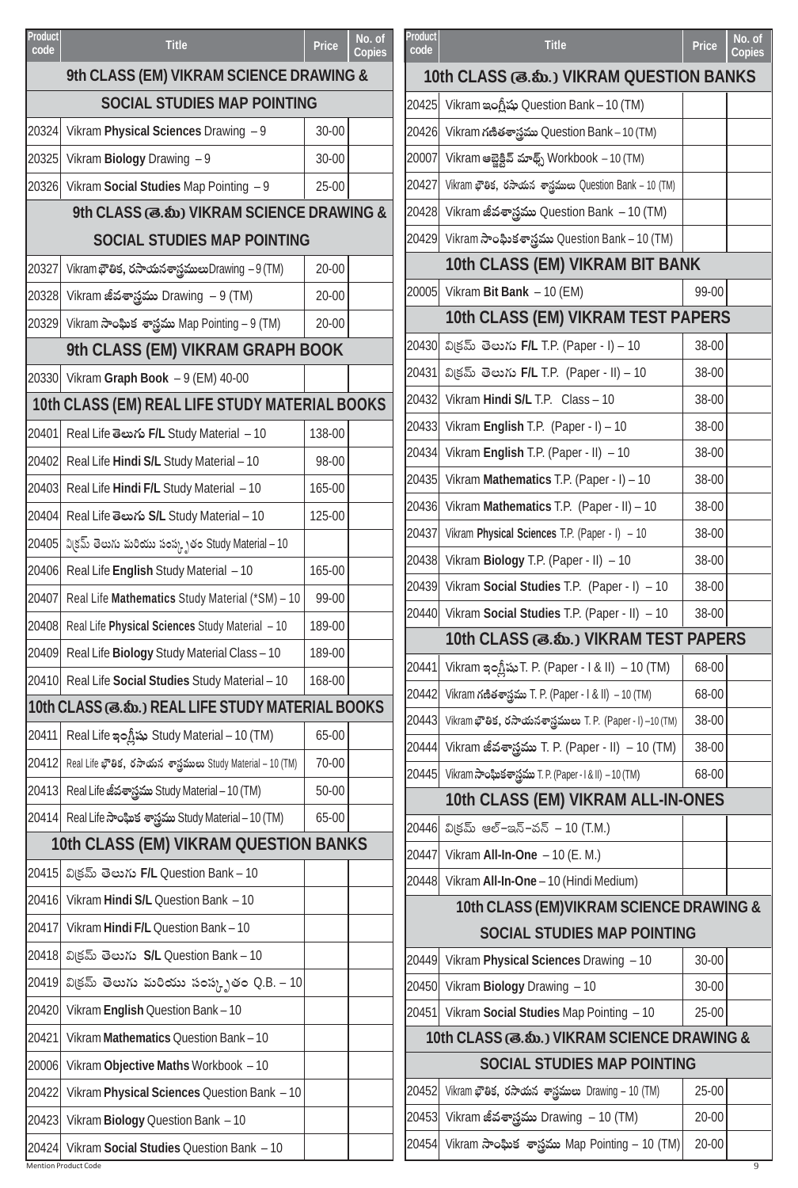| Product code | Title | Price | No. of Copies |
|---|---|---|---|
| **9th CLASS (EM) VIKRAM SCIENCE DRAWING & SOCIAL STUDIES MAP POINTING** | | | |
| 20324 | Vikram **Physical Sciences** Drawing – 9 | 30-00 | |
| 20325 | Vikram **Biology** Drawing – 9 | 30-00 | |
| 20326 | Vikram **Social Studies** Map Pointing – 9 | 25-00 | |
| **9th CLASS (తె.మీ.) VIKRAM SCIENCE DRAWING & SOCIAL STUDIES MAP POINTING** | | | |
| 20327 | Vikram **భౌతిక, రసాయనశాస్త్రములు**Drawing – 9 (TM) | 20-00 | |
| 20328 | Vikram **జీవశాస్త్రము** Drawing – 9 (TM) | 20-00 | |
| 20329 | Vikram **సాంఘిక శాస్త్రము** Map Pointing – 9 (TM) | 20-00 | |
| **9th CLASS (EM) VIKRAM GRAPH BOOK** | | | |
| 20330 | Vikram **Graph Book** – 9 (EM) 40-00 | | |
| **10th CLASS (EM) REAL LIFE STUDY MATERIAL BOOKS** | | | |
| 20401 | Real Life **తెలుగు F/L** Study Material – 10 | 138-00 | |
| 20402 | Real Life **Hindi S/L** Study Material – 10 | 98-00 | |
| 20403 | Real Life **Hindi F/L** Study Material – 10 | 165-00 | |
| 20404 | Real Life **తెలుగు S/L** Study Material – 10 | 125-00 | |
| 20405 | విక్రమ్ తెలుగు మరియు సంస్కృతం Study Material – 10 | | |
| 20406 | Real Life **English** Study Material – 10 | 165-00 | |
| 20407 | Real Life **Mathematics** Study Material (*SM) – 10 | 99-00 | |
| 20408 | Real Life **Physical Sciences** Study Material – 10 | 189-00 | |
| 20409 | Real Life **Biology** Study Material Class – 10 | 189-00 | |
| 20410 | Real Life **Social Studies** Study Material – 10 | 168-00 | |
| **10th CLASS (తె.మీ.) REAL LIFE STUDY MATERIAL BOOKS** | | | |
| 20411 | Real Life **ఇంగ్లీషు** Study Material – 10 (TM) | 65-00 | |
| 20412 | Real Life **భౌతిక, రసాయన శాస్త్రములు** Study Material – 10 (TM) | 70-00 | |
| 20413 | Real Life **జీవశాస్త్రము** Study Material – 10 (TM) | 50-00 | |
| 20414 | Real Life **సాంఘిక శాస్త్రము** Study Material – 10 (TM) | 65-00 | |
| **10th CLASS (EM) VIKRAM QUESTION BANKS** | | | |
| 20415 | విక్రమ్ తెలుగు **F/L** Question Bank – 10 | | |
| 20416 | Vikram **Hindi S/L** Question Bank – 10 | | |
| 20417 | Vikram **Hindi F/L** Question Bank – 10 | | |
| 20418 | విక్రమ్ తెలుగు **S/L** Question Bank – 10 | | |
| 20419 | విక్రమ్ తెలుగు మరియు సంస్కృతం Q.B. – 10 | | |
| 20420 | Vikram **English** Question Bank – 10 | | |
| 20421 | Vikram **Mathematics** Question Bank – 10 | | |
| 20006 | Vikram **Objective Maths** Workbook – 10 | | |
| 20422 | Vikram **Physical Sciences** Question Bank – 10 | | |
| 20423 | Vikram **Biology** Question Bank – 10 | | |
| 20424 | Vikram **Social Studies** Question Bank – 10 | | |
| **10th CLASS (తె.మీ.) VIKRAM QUESTION BANKS** | | | |
| 20425 | Vikram **ఇంగ్లీషు** Question Bank – 10 (TM) | | |
| 20426 | Vikram **గణితశాస్త్రము** Question Bank – 10 (TM) | | |
| 20007 | Vikram **ఆబ్జెక్టివ్ మాథ్స్** Workbook – 10 (TM) | | |
| 20427 | Vikram **భౌతిక, రసాయన శాస్త్రములు** Question Bank – 10 (TM) | | |
| 20428 | Vikram **జీవశాస్త్రము** Question Bank – 10 (TM) | | |
| 20429 | Vikram **సాంఘికశాస్త్రము** Question Bank – 10 (TM) | | |
| **10th CLASS (EM) VIKRAM BIT BANK** | | | |
| 20005 | Vikram **Bit Bank** – 10 (EM) | 99-00 | |
| **10th CLASS (EM) VIKRAM TEST PAPERS** | | | |
| 20430 | విక్రమ్ తెలుగు **F/L** T.P. (Paper - I) – 10 | 38-00 | |
| 20431 | విక్రమ్ తెలుగు **F/L** T.P. (Paper - II) – 10 | 38-00 | |
| 20432 | Vikram **Hindi S/L** T.P. Class – 10 | 38-00 | |
| 20433 | Vikram **English** T.P. (Paper - I) – 10 | 38-00 | |
| 20434 | Vikram **English** T.P. (Paper - II) – 10 | 38-00 | |
| 20435 | Vikram **Mathematics** T.P. (Paper - I) – 10 | 38-00 | |
| 20436 | Vikram **Mathematics** T.P. (Paper - II) – 10 | 38-00 | |
| 20437 | Vikram **Physical Sciences** T.P. (Paper - I) – 10 | 38-00 | |
| 20438 | Vikram **Biology** T.P. (Paper - II) – 10 | 38-00 | |
| 20439 | Vikram **Social Studies** T.P. (Paper - I) – 10 | 38-00 | |
| 20440 | Vikram **Social Studies** T.P. (Paper - II) – 10 | 38-00 | |
| **10th CLASS (తె.మీ.) VIKRAM TEST PAPERS** | | | |
| 20441 | Vikram **ఇంగ్లీషు** T. P. (Paper - I & II) – 10 (TM) | 68-00 | |
| 20442 | Vikram **గణితశాస్త్రము** T. P. (Paper - I & II) – 10 (TM) | 68-00 | |
| 20443 | Vikram **భౌతిక, రసాయనశాస్త్రములు** T. P. (Paper - I) –10 (TM) | 38-00 | |
| 20444 | Vikram **జీవశాస్త్రము** T. P. (Paper - II) – 10 (TM) | 38-00 | |
| 20445 | Vikram **సాంఘికశాస్త్రము** T. P. (Paper - I & II) – 10 (TM) | 68-00 | |
| **10th CLASS (EM) VIKRAM ALL-IN-ONES** | | | |
| 20446 | విక్రమ్ ఆల్–ఇన్–వన్ – 10 (T.M.) | | |
| 20447 | Vikram **All-In-One** – 10 (E. M.) | | |
| 20448 | Vikram **All-In-One** – 10 (Hindi Medium) | | |
| **10th CLASS (EM)VIKRAM SCIENCE DRAWING & SOCIAL STUDIES MAP POINTING** | | | |
| 20449 | Vikram **Physical Sciences** Drawing – 10 | 30-00 | |
| 20450 | Vikram **Biology** Drawing – 10 | 30-00 | |
| 20451 | Vikram **Social Studies** Map Pointing – 10 | 25-00 | |
| **10th CLASS (తె.మీ.) VIKRAM SCIENCE DRAWING & SOCIAL STUDIES MAP POINTING** | | | |
| 20452 | Vikram **భౌతిక, రసాయన శాస్త్రములు** Drawing – 10 (TM) | 25-00 | |
| 20453 | Vikram **జీవశాస్త్రము** Drawing – 10 (TM) | 20-00 | |
| 20454 | Vikram **సాంఘిక శాస్త్రము** Map Pointing – 10 (TM) | 20-00 | |

Mention Product Code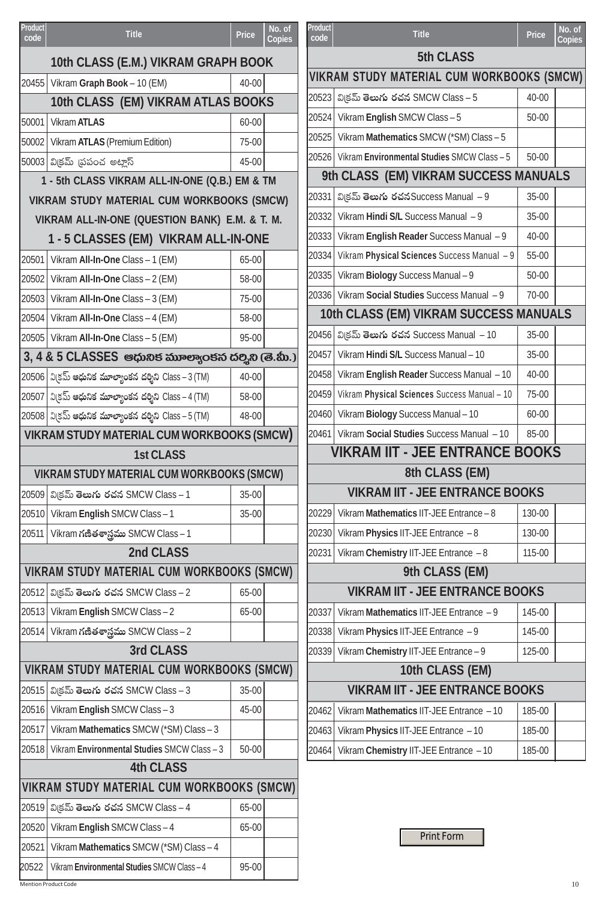| Product code | Title | Price | No. of Copies |
|---|---|---|---|
| **10th CLASS (E.M.) VIKRAM GRAPH BOOK** | | | |
| 20455 | Vikram **Graph Book** – 10 (EM) | 40-00 | |
| **10th CLASS (EM) VIKRAM ATLAS BOOKS** | | | |
| 50001 | Vikram **ATLAS** | 60-00 | |
| 50002 | Vikram **ATLAS** (Premium Edition) | 75-00 | |
| 50003 | విక్రమ్ ప్రపంచ అట్లాస్ | 45-00 | |
| **1 - 5th CLASS VIKRAM ALL-IN-ONE (Q.B.) EM & TM** | | | |
| **VIKRAM STUDY MATERIAL CUM WORKBOOKS (SMCW)** | | | |
| **VIKRAM ALL-IN-ONE (QUESTION BANK) E.M. & T. M.** | | | |
| **1 - 5 CLASSES (EM) VIKRAM ALL-IN-ONE** | | | |
| 20501 | Vikram **All-In-One** Class – 1 (EM) | 65-00 | |
| 20502 | Vikram **All-In-One** Class – 2 (EM) | 58-00 | |
| 20503 | Vikram **All-In-One** Class – 3 (EM) | 75-00 | |
| 20504 | Vikram **All-In-One** Class – 4 (EM) | 58-00 | |
| 20505 | Vikram **All-In-One** Class – 5 (EM) | 95-00 | |
| **3, 4 & 5 CLASSES ఆధునిక మూల్యాంకన దర్శిని (తె.మీ.)** | | | |
| 20506 | విక్రమ్ ఆధునిక మూల్యాంకన దర్శిని Class – 3 (TM) | 40-00 | |
| 20507 | విక్రమ్ ఆధునిక మూల్యాంకన దర్శిని Class – 4 (TM) | 58-00 | |
| 20508 | విక్రమ్ ఆధునిక మూల్యాంకన దర్శిని Class – 5 (TM) | 48-00 | |
| **VIKRAM STUDY MATERIAL CUM WORKBOOKS (SMCW)** | | | |
| **1st CLASS** | | | |
| **VIKRAM STUDY MATERIAL CUM WORKBOOKS (SMCW)** | | | |
| 20509 | విక్రమ్ **తెలుగు రచన** SMCW Class – 1 | 35-00 | |
| 20510 | Vikram **English** SMCW Class – 1 | 35-00 | |
| 20511 | Vikram **గణితశాస్త్రము** SMCW Class – 1 | | |
| **2nd CLASS** | | | |
| **VIKRAM STUDY MATERIAL CUM WORKBOOKS (SMCW)** | | | |
| 20512 | విక్రమ్ **తెలుగు రచన** SMCW Class – 2 | 65-00 | |
| 20513 | Vikram **English** SMCW Class – 2 | 65-00 | |
| 20514 | Vikram **గణితశాస్త్రము** SMCW Class – 2 | | |
| **3rd CLASS** | | | |
| **VIKRAM STUDY MATERIAL CUM WORKBOOKS (SMCW)** | | | |
| 20515 | విక్రమ్ **తెలుగు రచన** SMCW Class – 3 | 35-00 | |
| 20516 | Vikram **English** SMCW Class – 3 | 45-00 | |
| 20517 | Vikram **Mathematics** SMCW (*SM) Class – 3 | | |
| 20518 | Vikram **Environmental Studies** SMCW Class – 3 | 50-00 | |
| **4th CLASS** | | | |
| **VIKRAM STUDY MATERIAL CUM WORKBOOKS (SMCW)** | | | |
| 20519 | విక్రమ్ **తెలుగు రచన** SMCW Class – 4 | 65-00 | |
| 20520 | Vikram **English** SMCW Class – 4 | 65-00 | |
| 20521 | Vikram **Mathematics** SMCW (*SM) Class – 4 | | |
| 20522 | Vikram **Environmental Studies** SMCW Class – 4 | 95-00 | |
| **5th CLASS** | | | |
| **VIKRAM STUDY MATERIAL CUM WORKBOOKS (SMCW)** | | | |
| 20523 | విక్రమ్ **తెలుగు రచన** SMCW Class – 5 | 40-00 | |
| 20524 | Vikram **English** SMCW Class – 5 | 50-00 | |
| 20525 | Vikram **Mathematics** SMCW (*SM) Class – 5 | | |
| 20526 | Vikram **Environmental Studies** SMCW Class – 5 | 50-00 | |
| **9th CLASS (EM) VIKRAM SUCCESS MANUALS** | | | |
| 20331 | విక్రమ్ **తెలుగు రచన** Success Manual – 9 | 35-00 | |
| 20332 | Vikram **Hindi S/L** Success Manual – 9 | 35-00 | |
| 20333 | Vikram **English Reader** Success Manual – 9 | 40-00 | |
| 20334 | Vikram **Physical Sciences** Success Manual – 9 | 55-00 | |
| 20335 | Vikram **Biology** Success Manual – 9 | 50-00 | |
| 20336 | Vikram **Social Studies** Success Manual – 9 | 70-00 | |
| **10th CLASS (EM) VIKRAM SUCCESS MANUALS** | | | |
| 20456 | విక్రమ్ **తెలుగు రచన** Success Manual – 10 | 35-00 | |
| 20457 | Vikram **Hindi S/L** Success Manual – 10 | 35-00 | |
| 20458 | Vikram **English Reader** Success Manual – 10 | 40-00 | |
| 20459 | Vikram **Physical Sciences** Success Manual – 10 | 75-00 | |
| 20460 | Vikram **Biology** Success Manual – 10 | 60-00 | |
| 20461 | Vikram **Social Studies** Success Manual – 10 | 85-00 | |
| **VIKRAM IIT - JEE ENTRANCE BOOKS** | | | |
| **8th CLASS (EM)** | | | |
| **VIKRAM IIT - JEE ENTRANCE BOOKS** | | | |
| 20229 | Vikram **Mathematics** IIT-JEE Entrance – 8 | 130-00 | |
| 20230 | Vikram **Physics** IIT-JEE Entrance – 8 | 130-00 | |
| 20231 | Vikram **Chemistry** IIT-JEE Entrance – 8 | 115-00 | |
| **9th CLASS (EM)** | | | |
| **VIKRAM IIT - JEE ENTRANCE BOOKS** | | | |
| 20337 | Vikram **Mathematics** IIT-JEE Entrance – 9 | 145-00 | |
| 20338 | Vikram **Physics** IIT-JEE Entrance – 9 | 145-00 | |
| 20339 | Vikram **Chemistry** IIT-JEE Entrance – 9 | 125-00 | |
| **10th CLASS (EM)** | | | |
| **VIKRAM IIT - JEE ENTRANCE BOOKS** | | | |
| 20462 | Vikram **Mathematics** IIT-JEE Entrance – 10 | 185-00 | |
| 20463 | Vikram **Physics** IIT-JEE Entrance – 10 | 185-00 | |
| 20464 | Vikram **Chemistry** IIT-JEE Entrance – 10 | 185-00 | |

Mention Product Code

Print Form